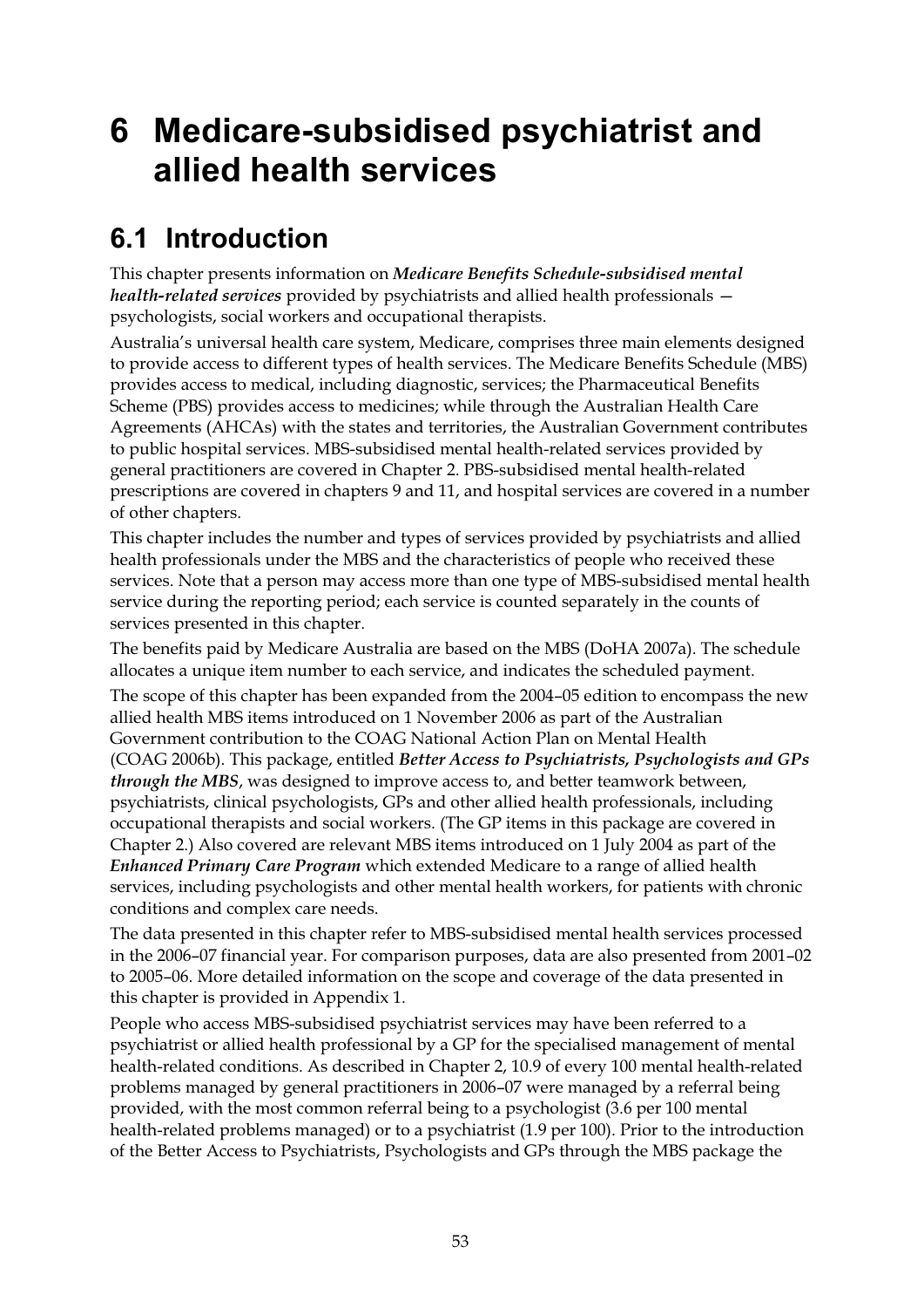# 6 Medicare-subsidised psychiatrist and allied health services

## 6.1 Introduction

This chapter presents information on ***Medicare Benefits Schedule-subsidised mental health-related services*** provided by psychiatrists and allied health professionals — psychologists, social workers and occupational therapists.

Australia's universal health care system, Medicare, comprises three main elements designed to provide access to different types of health services. The Medicare Benefits Schedule (MBS) provides access to medical, including diagnostic, services; the Pharmaceutical Benefits Scheme (PBS) provides access to medicines; while through the Australian Health Care Agreements (AHCAs) with the states and territories, the Australian Government contributes to public hospital services. MBS-subsidised mental health-related services provided by general practitioners are covered in Chapter 2. PBS-subsidised mental health-related prescriptions are covered in chapters 9 and 11, and hospital services are covered in a number of other chapters.

This chapter includes the number and types of services provided by psychiatrists and allied health professionals under the MBS and the characteristics of people who received these services. Note that a person may access more than one type of MBS-subsidised mental health service during the reporting period; each service is counted separately in the counts of services presented in this chapter.

The benefits paid by Medicare Australia are based on the MBS (DoHA 2007a). The schedule allocates a unique item number to each service, and indicates the scheduled payment.

The scope of this chapter has been expanded from the 2004–05 edition to encompass the new allied health MBS items introduced on 1 November 2006 as part of the Australian Government contribution to the COAG National Action Plan on Mental Health (COAG 2006b). This package, entitled ***Better Access to Psychiatrists, Psychologists and GPs through the MBS***, was designed to improve access to, and better teamwork between, psychiatrists, clinical psychologists, GPs and other allied health professionals, including occupational therapists and social workers. (The GP items in this package are covered in Chapter 2.) Also covered are relevant MBS items introduced on 1 July 2004 as part of the ***Enhanced Primary Care Program*** which extended Medicare to a range of allied health services, including psychologists and other mental health workers, for patients with chronic conditions and complex care needs.

The data presented in this chapter refer to MBS-subsidised mental health services processed in the 2006–07 financial year. For comparison purposes, data are also presented from 2001–02 to 2005–06. More detailed information on the scope and coverage of the data presented in this chapter is provided in Appendix 1.

People who access MBS-subsidised psychiatrist services may have been referred to a psychiatrist or allied health professional by a GP for the specialised management of mental health-related conditions. As described in Chapter 2, 10.9 of every 100 mental health-related problems managed by general practitioners in 2006–07 were managed by a referral being provided, with the most common referral being to a psychologist (3.6 per 100 mental health-related problems managed) or to a psychiatrist (1.9 per 100). Prior to the introduction of the Better Access to Psychiatrists, Psychologists and GPs through the MBS package the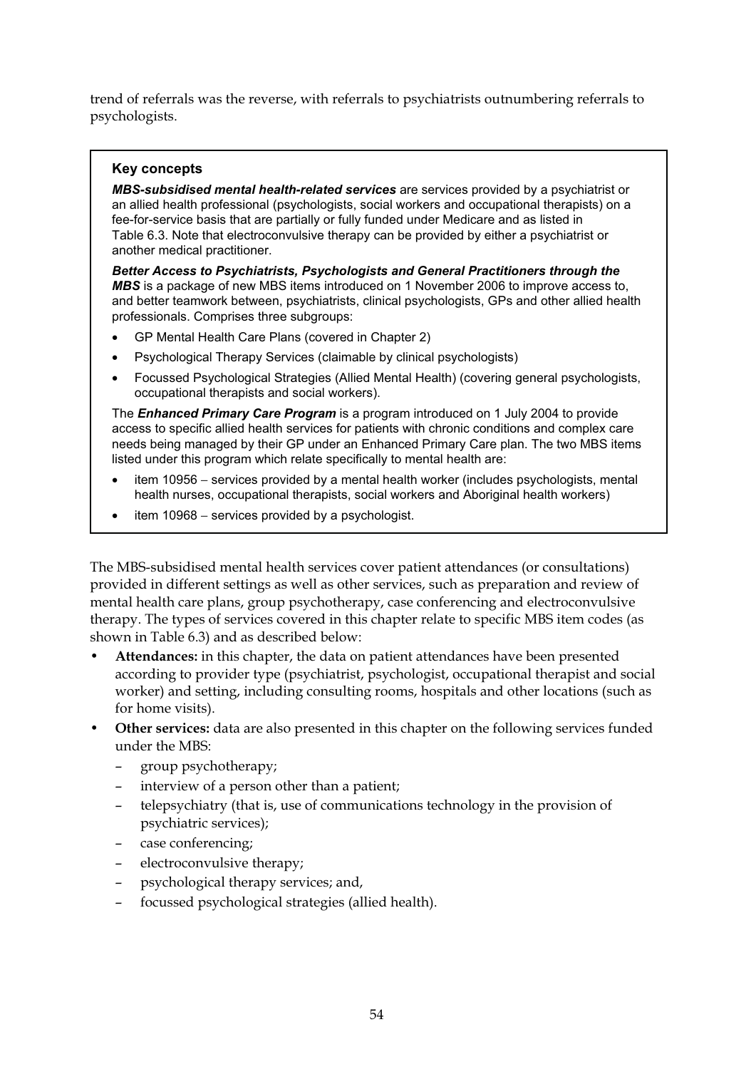trend of referrals was the reverse, with referrals to psychiatrists outnumbering referrals to psychologists.

> **Key concepts**
>
> ***MBS-subsidised mental health-related services*** are services provided by a psychiatrist or an allied health professional (psychologists, social workers and occupational therapists) on a fee-for-service basis that are partially or fully funded under Medicare and as listed in Table 6.3. Note that electroconvulsive therapy can be provided by either a psychiatrist or another medical practitioner.
>
> ***Better Access to Psychiatrists, Psychologists and General Practitioners through the MBS*** is a package of new MBS items introduced on 1 November 2006 to improve access to, and better teamwork between, psychiatrists, clinical psychologists, GPs and other allied health professionals. Comprises three subgroups:
>
> - GP Mental Health Care Plans (covered in Chapter 2)
> - Psychological Therapy Services (claimable by clinical psychologists)
> - Focussed Psychological Strategies (Allied Mental Health) (covering general psychologists, occupational therapists and social workers).
>
> The ***Enhanced Primary Care Program*** is a program introduced on 1 July 2004 to provide access to specific allied health services for patients with chronic conditions and complex care needs being managed by their GP under an Enhanced Primary Care plan. The two MBS items listed under this program which relate specifically to mental health are:
>
> - item 10956 – services provided by a mental health worker (includes psychologists, mental health nurses, occupational therapists, social workers and Aboriginal health workers)
> - item 10968 – services provided by a psychologist.

The MBS-subsidised mental health services cover patient attendances (or consultations) provided in different settings as well as other services, such as preparation and review of mental health care plans, group psychotherapy, case conferencing and electroconvulsive therapy. The types of services covered in this chapter relate to specific MBS item codes (as shown in Table 6.3) and as described below:

- **Attendances:** in this chapter, the data on patient attendances have been presented according to provider type (psychiatrist, psychologist, occupational therapist and social worker) and setting, including consulting rooms, hospitals and other locations (such as for home visits).
- **Other services:** data are also presented in this chapter on the following services funded under the MBS:
  - group psychotherapy;
  - interview of a person other than a patient;
  - telepsychiatry (that is, use of communications technology in the provision of psychiatric services);
  - case conferencing;
  - electroconvulsive therapy;
  - psychological therapy services; and,
  - focussed psychological strategies (allied health).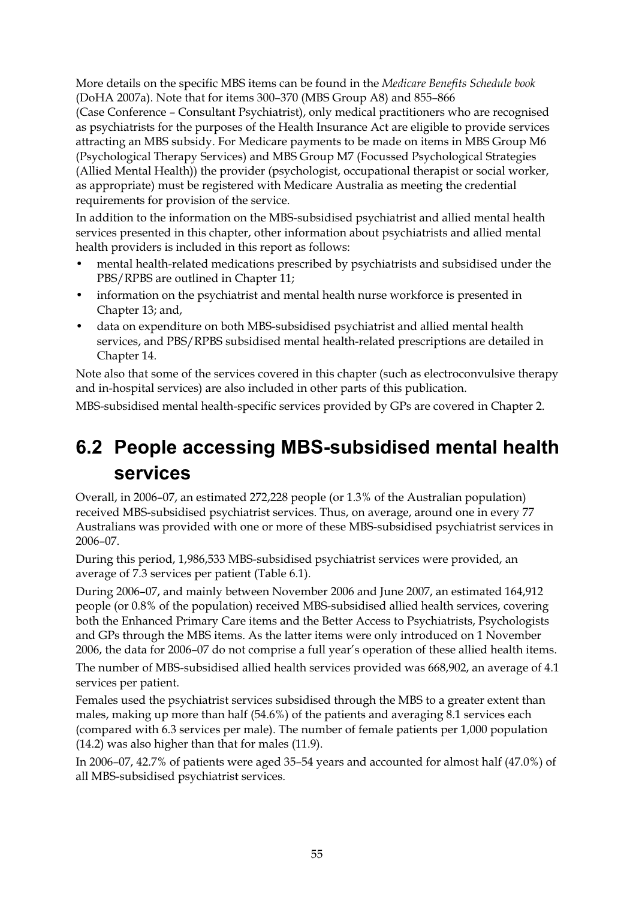More details on the specific MBS items can be found in the *Medicare Benefits Schedule book* (DoHA 2007a). Note that for items 300–370 (MBS Group A8) and 855–866 (Case Conference – Consultant Psychiatrist), only medical practitioners who are recognised as psychiatrists for the purposes of the Health Insurance Act are eligible to provide services attracting an MBS subsidy. For Medicare payments to be made on items in MBS Group M6 (Psychological Therapy Services) and MBS Group M7 (Focussed Psychological Strategies (Allied Mental Health)) the provider (psychologist, occupational therapist or social worker, as appropriate) must be registered with Medicare Australia as meeting the credential requirements for provision of the service.

In addition to the information on the MBS-subsidised psychiatrist and allied mental health services presented in this chapter, other information about psychiatrists and allied mental health providers is included in this report as follows:

- mental health-related medications prescribed by psychiatrists and subsidised under the PBS/RPBS are outlined in Chapter 11;
- information on the psychiatrist and mental health nurse workforce is presented in Chapter 13; and,
- data on expenditure on both MBS-subsidised psychiatrist and allied mental health services, and PBS/RPBS subsidised mental health-related prescriptions are detailed in Chapter 14.

Note also that some of the services covered in this chapter (such as electroconvulsive therapy and in-hospital services) are also included in other parts of this publication.

MBS-subsidised mental health-specific services provided by GPs are covered in Chapter 2.

## 6.2 People accessing MBS-subsidised mental health services

Overall, in 2006–07, an estimated 272,228 people (or 1.3% of the Australian population) received MBS-subsidised psychiatrist services. Thus, on average, around one in every 77 Australians was provided with one or more of these MBS-subsidised psychiatrist services in 2006–07.

During this period, 1,986,533 MBS-subsidised psychiatrist services were provided, an average of 7.3 services per patient (Table 6.1).

During 2006–07, and mainly between November 2006 and June 2007, an estimated 164,912 people (or 0.8% of the population) received MBS-subsidised allied health services, covering both the Enhanced Primary Care items and the Better Access to Psychiatrists, Psychologists and GPs through the MBS items. As the latter items were only introduced on 1 November 2006, the data for 2006–07 do not comprise a full year's operation of these allied health items.

The number of MBS-subsidised allied health services provided was 668,902, an average of 4.1 services per patient.

Females used the psychiatrist services subsidised through the MBS to a greater extent than males, making up more than half (54.6%) of the patients and averaging 8.1 services each (compared with 6.3 services per male). The number of female patients per 1,000 population (14.2) was also higher than that for males (11.9).

In 2006–07, 42.7% of patients were aged 35–54 years and accounted for almost half (47.0%) of all MBS-subsidised psychiatrist services.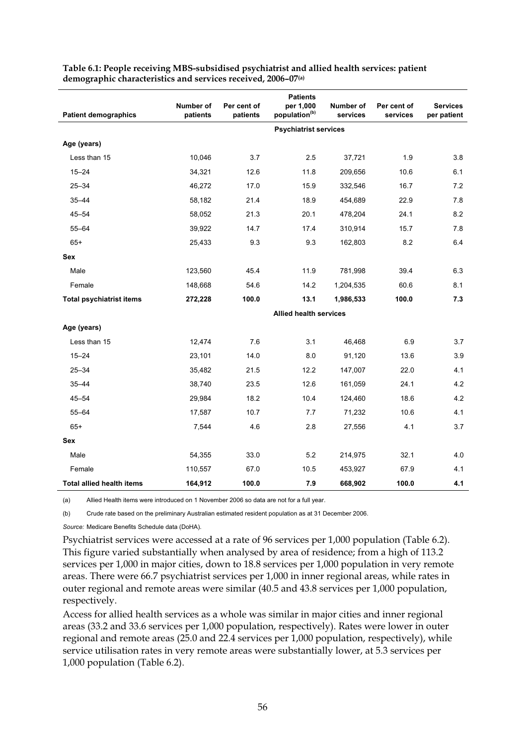**Table 6.1: People receiving MBS-subsidised psychiatrist and allied health services: patient demographic characteristics and services received, 2006–07[(a)]**

| Patient demographics | Number of patients | Per cent of patients | Patients per 1,000 population[(b)] | Number of services | Per cent of services | Services per patient |
|---|---|---|---|---|---|---|
| | | | **Psychiatrist services** | | | |
| **Age (years)** | | | | | | |
| Less than 15 | 10,046 | 3.7 | 2.5 | 37,721 | 1.9 | 3.8 |
| 15–24 | 34,321 | 12.6 | 11.8 | 209,656 | 10.6 | 6.1 |
| 25–34 | 46,272 | 17.0 | 15.9 | 332,546 | 16.7 | 7.2 |
| 35–44 | 58,182 | 21.4 | 18.9 | 454,689 | 22.9 | 7.8 |
| 45–54 | 58,052 | 21.3 | 20.1 | 478,204 | 24.1 | 8.2 |
| 55–64 | 39,922 | 14.7 | 17.4 | 310,914 | 15.7 | 7.8 |
| 65+ | 25,433 | 9.3 | 9.3 | 162,803 | 8.2 | 6.4 |
| **Sex** | | | | | | |
| Male | 123,560 | 45.4 | 11.9 | 781,998 | 39.4 | 6.3 |
| Female | 148,668 | 54.6 | 14.2 | 1,204,535 | 60.6 | 8.1 |
| **Total psychiatrist items** | **272,228** | **100.0** | **13.1** | **1,986,533** | **100.0** | **7.3** |
| | | | **Allied health services** | | | |
| **Age (years)** | | | | | | |
| Less than 15 | 12,474 | 7.6 | 3.1 | 46,468 | 6.9 | 3.7 |
| 15–24 | 23,101 | 14.0 | 8.0 | 91,120 | 13.6 | 3.9 |
| 25–34 | 35,482 | 21.5 | 12.2 | 147,007 | 22.0 | 4.1 |
| 35–44 | 38,740 | 23.5 | 12.6 | 161,059 | 24.1 | 4.2 |
| 45–54 | 29,984 | 18.2 | 10.4 | 124,460 | 18.6 | 4.2 |
| 55–64 | 17,587 | 10.7 | 7.7 | 71,232 | 10.6 | 4.1 |
| 65+ | 7,544 | 4.6 | 2.8 | 27,556 | 4.1 | 3.7 |
| **Sex** | | | | | | |
| Male | 54,355 | 33.0 | 5.2 | 214,975 | 32.1 | 4.0 |
| Female | 110,557 | 67.0 | 10.5 | 453,927 | 67.9 | 4.1 |
| **Total allied health items** | **164,912** | **100.0** | **7.9** | **668,902** | **100.0** | **4.1** |

(a) Allied Health items were introduced on 1 November 2006 so data are not for a full year.

(b) Crude rate based on the preliminary Australian estimated resident population as at 31 December 2006.

*Source:* Medicare Benefits Schedule data (DoHA).

Psychiatrist services were accessed at a rate of 96 services per 1,000 population (Table 6.2). This figure varied substantially when analysed by area of residence; from a high of 113.2 services per 1,000 in major cities, down to 18.8 services per 1,000 population in very remote areas. There were 66.7 psychiatrist services per 1,000 in inner regional areas, while rates in outer regional and remote areas were similar (40.5 and 43.8 services per 1,000 population, respectively.

Access for allied health services as a whole was similar in major cities and inner regional areas (33.2 and 33.6 services per 1,000 population, respectively). Rates were lower in outer regional and remote areas (25.0 and 22.4 services per 1,000 population, respectively), while service utilisation rates in very remote areas were substantially lower, at 5.3 services per 1,000 population (Table 6.2).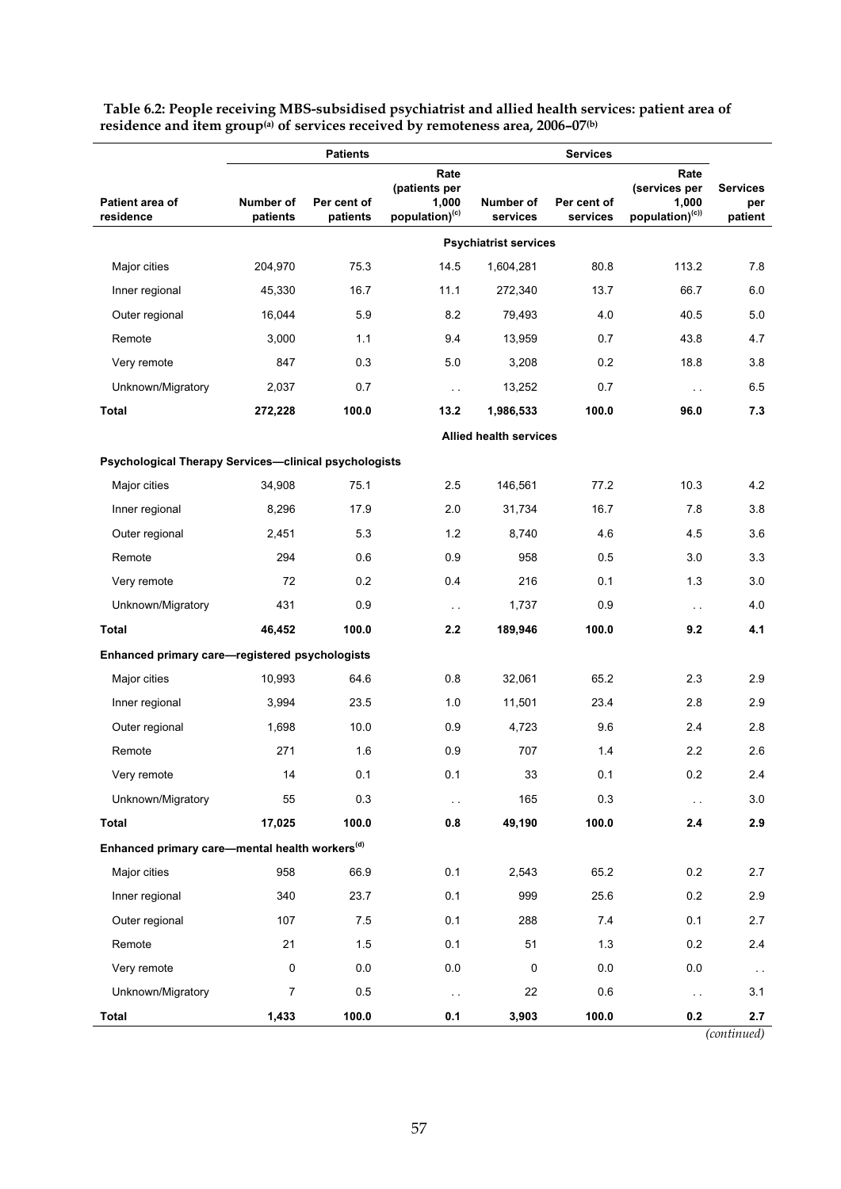**Table 6.2: People receiving MBS-subsidised psychiatrist and allied health services: patient area of residence and item group[(a)] of services received by remoteness area, 2006–07[(b)]**

| | Patients | | | Services | | | |
|---|---|---|---|---|---|---|---|
| Patient area of residence | Number of patients | Per cent of patients | Rate (patients per 1,000 population)[(c)] | Number of services | Per cent of services | Rate (services per 1,000 population)[(c)] | Services per patient |
| **Psychiatrist services** | | | | | | | |
| Major cities | 204,970 | 75.3 | 14.5 | 1,604,281 | 80.8 | 113.2 | 7.8 |
| Inner regional | 45,330 | 16.7 | 11.1 | 272,340 | 13.7 | 66.7 | 6.0 |
| Outer regional | 16,044 | 5.9 | 8.2 | 79,493 | 4.0 | 40.5 | 5.0 |
| Remote | 3,000 | 1.1 | 9.4 | 13,959 | 0.7 | 43.8 | 4.7 |
| Very remote | 847 | 0.3 | 5.0 | 3,208 | 0.2 | 18.8 | 3.8 |
| Unknown/Migratory | 2,037 | 0.7 | . . | 13,252 | 0.7 | . . | 6.5 |
| **Total** | **272,228** | **100.0** | **13.2** | **1,986,533** | **100.0** | **96.0** | **7.3** |
| **Allied health services** | | | | | | | |
| **Psychological Therapy Services—clinical psychologists** | | | | | | | |
| Major cities | 34,908 | 75.1 | 2.5 | 146,561 | 77.2 | 10.3 | 4.2 |
| Inner regional | 8,296 | 17.9 | 2.0 | 31,734 | 16.7 | 7.8 | 3.8 |
| Outer regional | 2,451 | 5.3 | 1.2 | 8,740 | 4.6 | 4.5 | 3.6 |
| Remote | 294 | 0.6 | 0.9 | 958 | 0.5 | 3.0 | 3.3 |
| Very remote | 72 | 0.2 | 0.4 | 216 | 0.1 | 1.3 | 3.0 |
| Unknown/Migratory | 431 | 0.9 | . . | 1,737 | 0.9 | . . | 4.0 |
| **Total** | **46,452** | **100.0** | **2.2** | **189,946** | **100.0** | **9.2** | **4.1** |
| **Enhanced primary care—registered psychologists** | | | | | | | |
| Major cities | 10,993 | 64.6 | 0.8 | 32,061 | 65.2 | 2.3 | 2.9 |
| Inner regional | 3,994 | 23.5 | 1.0 | 11,501 | 23.4 | 2.8 | 2.9 |
| Outer regional | 1,698 | 10.0 | 0.9 | 4,723 | 9.6 | 2.4 | 2.8 |
| Remote | 271 | 1.6 | 0.9 | 707 | 1.4 | 2.2 | 2.6 |
| Very remote | 14 | 0.1 | 0.1 | 33 | 0.1 | 0.2 | 2.4 |
| Unknown/Migratory | 55 | 0.3 | . . | 165 | 0.3 | . . | 3.0 |
| **Total** | **17,025** | **100.0** | **0.8** | **49,190** | **100.0** | **2.4** | **2.9** |
| **Enhanced primary care—mental health workers[(d)]** | | | | | | | |
| Major cities | 958 | 66.9 | 0.1 | 2,543 | 65.2 | 0.2 | 2.7 |
| Inner regional | 340 | 23.7 | 0.1 | 999 | 25.6 | 0.2 | 2.9 |
| Outer regional | 107 | 7.5 | 0.1 | 288 | 7.4 | 0.1 | 2.7 |
| Remote | 21 | 1.5 | 0.1 | 51 | 1.3 | 0.2 | 2.4 |
| Very remote | 0 | 0.0 | 0.0 | 0 | 0.0 | 0.0 | . . |
| Unknown/Migratory | 7 | 0.5 | . . | 22 | 0.6 | . . | 3.1 |
| **Total** | **1,433** | **100.0** | **0.1** | **3,903** | **100.0** | **0.2** | **2.7** |

*(continued)*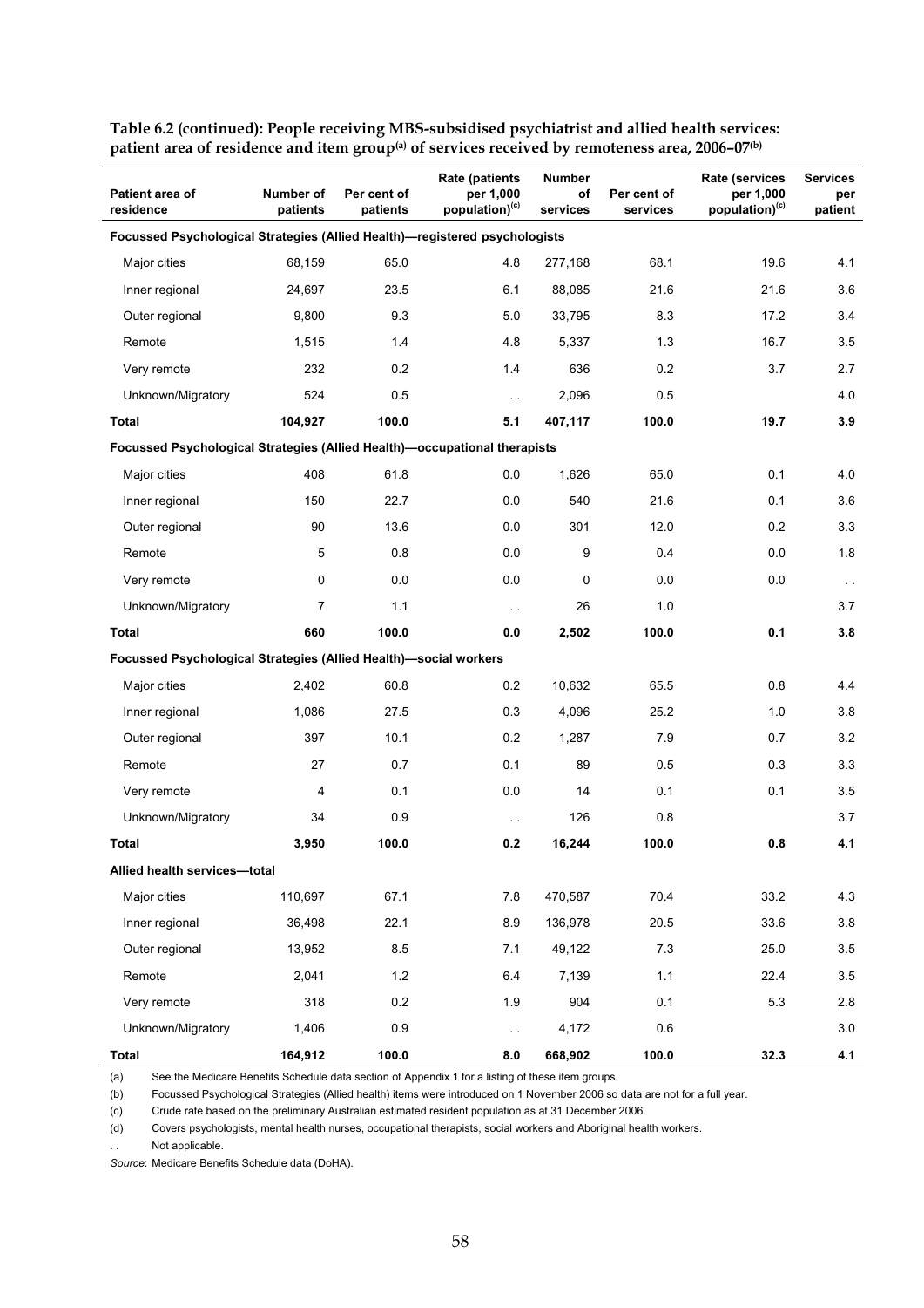**Table 6.2 (continued): People receiving MBS-subsidised psychiatrist and allied health services: patient area of residence and item group[(a)] of services received by remoteness area, 2006–07[(b)]**

| Patient area of residence | Number of patients | Per cent of patients | Rate (patients per 1,000 population)[(c)] | Number of services | Per cent of services | Rate (services per 1,000 population)[(c)] | Services per patient |
|---|---|---|---|---|---|---|---|
| **Focussed Psychological Strategies (Allied Health)—registered psychologists** | | | | | | | |
| Major cities | 68,159 | 65.0 | 4.8 | 277,168 | 68.1 | 19.6 | 4.1 |
| Inner regional | 24,697 | 23.5 | 6.1 | 88,085 | 21.6 | 21.6 | 3.6 |
| Outer regional | 9,800 | 9.3 | 5.0 | 33,795 | 8.3 | 17.2 | 3.4 |
| Remote | 1,515 | 1.4 | 4.8 | 5,337 | 1.3 | 16.7 | 3.5 |
| Very remote | 232 | 0.2 | 1.4 | 636 | 0.2 | 3.7 | 2.7 |
| Unknown/Migratory | 524 | 0.5 | . . | 2,096 | 0.5 | | 4.0 |
| **Total** | **104,927** | **100.0** | **5.1** | **407,117** | **100.0** | **19.7** | **3.9** |
| **Focussed Psychological Strategies (Allied Health)—occupational therapists** | | | | | | | |
| Major cities | 408 | 61.8 | 0.0 | 1,626 | 65.0 | 0.1 | 4.0 |
| Inner regional | 150 | 22.7 | 0.0 | 540 | 21.6 | 0.1 | 3.6 |
| Outer regional | 90 | 13.6 | 0.0 | 301 | 12.0 | 0.2 | 3.3 |
| Remote | 5 | 0.8 | 0.0 | 9 | 0.4 | 0.0 | 1.8 |
| Very remote | 0 | 0.0 | 0.0 | 0 | 0.0 | 0.0 | . . |
| Unknown/Migratory | 7 | 1.1 | . . | 26 | 1.0 | | 3.7 |
| **Total** | **660** | **100.0** | **0.0** | **2,502** | **100.0** | **0.1** | **3.8** |
| **Focussed Psychological Strategies (Allied Health)—social workers** | | | | | | | |
| Major cities | 2,402 | 60.8 | 0.2 | 10,632 | 65.5 | 0.8 | 4.4 |
| Inner regional | 1,086 | 27.5 | 0.3 | 4,096 | 25.2 | 1.0 | 3.8 |
| Outer regional | 397 | 10.1 | 0.2 | 1,287 | 7.9 | 0.7 | 3.2 |
| Remote | 27 | 0.7 | 0.1 | 89 | 0.5 | 0.3 | 3.3 |
| Very remote | 4 | 0.1 | 0.0 | 14 | 0.1 | 0.1 | 3.5 |
| Unknown/Migratory | 34 | 0.9 | . . | 126 | 0.8 | | 3.7 |
| **Total** | **3,950** | **100.0** | **0.2** | **16,244** | **100.0** | **0.8** | **4.1** |
| **Allied health services—total** | | | | | | | |
| Major cities | 110,697 | 67.1 | 7.8 | 470,587 | 70.4 | 33.2 | 4.3 |
| Inner regional | 36,498 | 22.1 | 8.9 | 136,978 | 20.5 | 33.6 | 3.8 |
| Outer regional | 13,952 | 8.5 | 7.1 | 49,122 | 7.3 | 25.0 | 3.5 |
| Remote | 2,041 | 1.2 | 6.4 | 7,139 | 1.1 | 22.4 | 3.5 |
| Very remote | 318 | 0.2 | 1.9 | 904 | 0.1 | 5.3 | 2.8 |
| Unknown/Migratory | 1,406 | 0.9 | . . | 4,172 | 0.6 | | 3.0 |
| **Total** | **164,912** | **100.0** | **8.0** | **668,902** | **100.0** | **32.3** | **4.1** |

(a) See the Medicare Benefits Schedule data section of Appendix 1 for a listing of these item groups.

(b) Focussed Psychological Strategies (Allied health) items were introduced on 1 November 2006 so data are not for a full year.

(c) Crude rate based on the preliminary Australian estimated resident population as at 31 December 2006.

(d) Covers psychologists, mental health nurses, occupational therapists, social workers and Aboriginal health workers.

. . Not applicable.

*Source*: Medicare Benefits Schedule data (DoHA).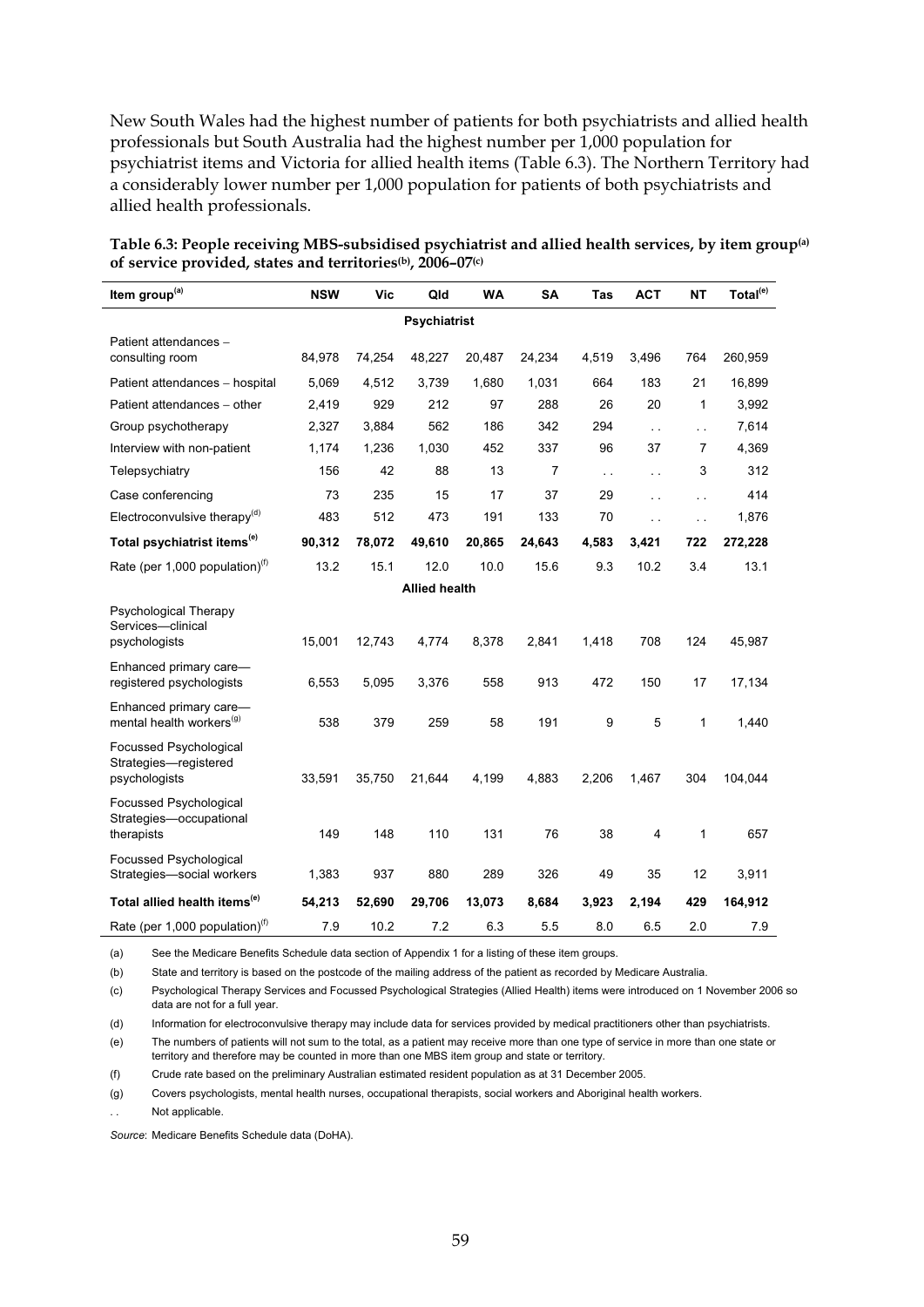New South Wales had the highest number of patients for both psychiatrists and allied health professionals but South Australia had the highest number per 1,000 population for psychiatrist items and Victoria for allied health items (Table 6.3). The Northern Territory had a considerably lower number per 1,000 population for patients of both psychiatrists and allied health professionals.

**Table 6.3: People receiving MBS-subsidised psychiatrist and allied health services, by item group[(a)] of service provided, states and territories[(b)], 2006–07[(c)]**

| Item group[(a)] | NSW | Vic | Qld | WA | SA | Tas | ACT | NT | Total[(e)] |
|---|---|---|---|---|---|---|---|---|---|
| | | | | **Psychiatrist** | | | | | |
| Patient attendances – consulting room | 84,978 | 74,254 | 48,227 | 20,487 | 24,234 | 4,519 | 3,496 | 764 | 260,959 |
| Patient attendances – hospital | 5,069 | 4,512 | 3,739 | 1,680 | 1,031 | 664 | 183 | 21 | 16,899 |
| Patient attendances – other | 2,419 | 929 | 212 | 97 | 288 | 26 | 20 | 1 | 3,992 |
| Group psychotherapy | 2,327 | 3,884 | 562 | 186 | 342 | 294 | . . | . . | 7,614 |
| Interview with non-patient | 1,174 | 1,236 | 1,030 | 452 | 337 | 96 | 37 | 7 | 4,369 |
| Telepsychiatry | 156 | 42 | 88 | 13 | 7 | . . | . . | 3 | 312 |
| Case conferencing | 73 | 235 | 15 | 17 | 37 | 29 | . . | . . | 414 |
| Electroconvulsive therapy[(d)] | 483 | 512 | 473 | 191 | 133 | 70 | . . | . . | 1,876 |
| **Total psychiatrist items[(e)]** | **90,312** | **78,072** | **49,610** | **20,865** | **24,643** | **4,583** | **3,421** | **722** | **272,228** |
| Rate (per 1,000 population)[(f)] | 13.2 | 15.1 | 12.0 | 10.0 | 15.6 | 9.3 | 10.2 | 3.4 | 13.1 |
| | | | | **Allied health** | | | | | |
| Psychological Therapy Services—clinical psychologists | 15,001 | 12,743 | 4,774 | 8,378 | 2,841 | 1,418 | 708 | 124 | 45,987 |
| Enhanced primary care—registered psychologists | 6,553 | 5,095 | 3,376 | 558 | 913 | 472 | 150 | 17 | 17,134 |
| Enhanced primary care—mental health workers[(g)] | 538 | 379 | 259 | 58 | 191 | 9 | 5 | 1 | 1,440 |
| Focussed Psychological Strategies—registered psychologists | 33,591 | 35,750 | 21,644 | 4,199 | 4,883 | 2,206 | 1,467 | 304 | 104,044 |
| Focussed Psychological Strategies—occupational therapists | 149 | 148 | 110 | 131 | 76 | 38 | 4 | 1 | 657 |
| Focussed Psychological Strategies—social workers | 1,383 | 937 | 880 | 289 | 326 | 49 | 35 | 12 | 3,911 |
| **Total allied health items[(e)]** | **54,213** | **52,690** | **29,706** | **13,073** | **8,684** | **3,923** | **2,194** | **429** | **164,912** |
| Rate (per 1,000 population)[(f)] | 7.9 | 10.2 | 7.2 | 6.3 | 5.5 | 8.0 | 6.5 | 2.0 | 7.9 |

(a) See the Medicare Benefits Schedule data section of Appendix 1 for a listing of these item groups.

(b) State and territory is based on the postcode of the mailing address of the patient as recorded by Medicare Australia.

(c) Psychological Therapy Services and Focussed Psychological Strategies (Allied Health) items were introduced on 1 November 2006 so data are not for a full year.

(d) Information for electroconvulsive therapy may include data for services provided by medical practitioners other than psychiatrists.

(e) The numbers of patients will not sum to the total, as a patient may receive more than one type of service in more than one state or territory and therefore may be counted in more than one MBS item group and state or territory.

(f) Crude rate based on the preliminary Australian estimated resident population as at 31 December 2005.

(g) Covers psychologists, mental health nurses, occupational therapists, social workers and Aboriginal health workers.

. . Not applicable.

*Source*: Medicare Benefits Schedule data (DoHA).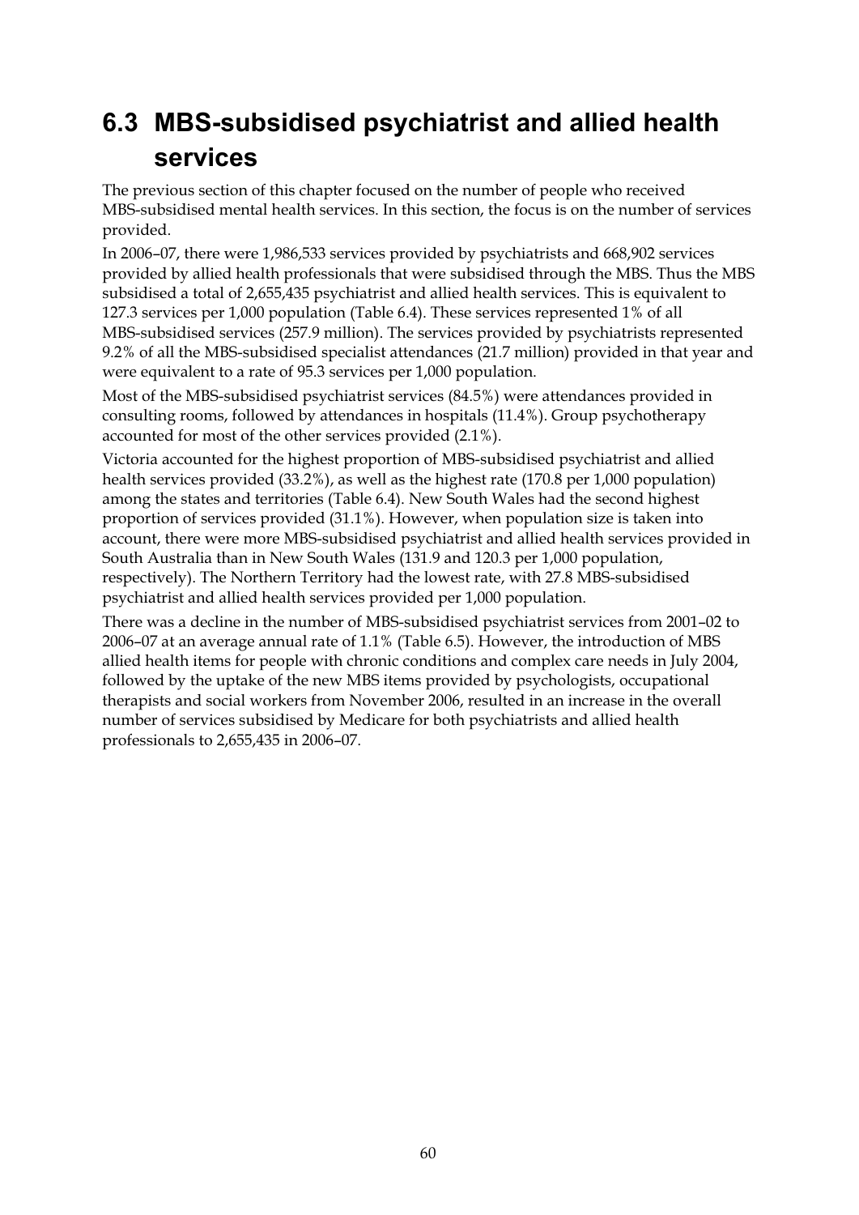## 6.3 MBS-subsidised psychiatrist and allied health services

The previous section of this chapter focused on the number of people who received MBS-subsidised mental health services. In this section, the focus is on the number of services provided.

In 2006–07, there were 1,986,533 services provided by psychiatrists and 668,902 services provided by allied health professionals that were subsidised through the MBS. Thus the MBS subsidised a total of 2,655,435 psychiatrist and allied health services. This is equivalent to 127.3 services per 1,000 population (Table 6.4). These services represented 1% of all MBS-subsidised services (257.9 million). The services provided by psychiatrists represented 9.2% of all the MBS-subsidised specialist attendances (21.7 million) provided in that year and were equivalent to a rate of 95.3 services per 1,000 population.

Most of the MBS-subsidised psychiatrist services (84.5%) were attendances provided in consulting rooms, followed by attendances in hospitals (11.4%). Group psychotherapy accounted for most of the other services provided (2.1%).

Victoria accounted for the highest proportion of MBS-subsidised psychiatrist and allied health services provided (33.2%), as well as the highest rate (170.8 per 1,000 population) among the states and territories (Table 6.4). New South Wales had the second highest proportion of services provided (31.1%). However, when population size is taken into account, there were more MBS-subsidised psychiatrist and allied health services provided in South Australia than in New South Wales (131.9 and 120.3 per 1,000 population, respectively). The Northern Territory had the lowest rate, with 27.8 MBS-subsidised psychiatrist and allied health services provided per 1,000 population.

There was a decline in the number of MBS-subsidised psychiatrist services from 2001–02 to 2006–07 at an average annual rate of 1.1% (Table 6.5). However, the introduction of MBS allied health items for people with chronic conditions and complex care needs in July 2004, followed by the uptake of the new MBS items provided by psychologists, occupational therapists and social workers from November 2006, resulted in an increase in the overall number of services subsidised by Medicare for both psychiatrists and allied health professionals to 2,655,435 in 2006–07.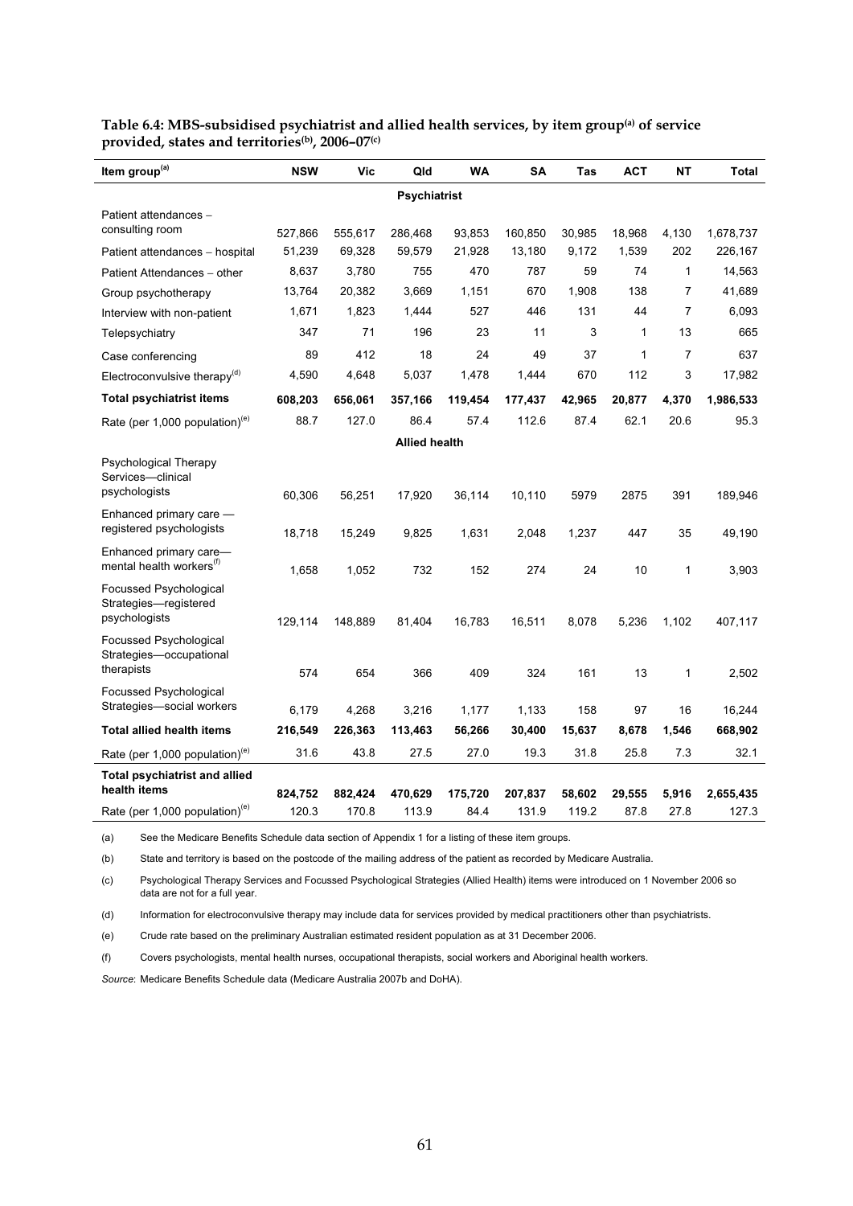**Table 6.4: MBS-subsidised psychiatrist and allied health services, by item group[(a)] of service provided, states and territories[(b)], 2006–07[(c)]**

| Item group[(a)] | NSW | Vic | Qld | WA | SA | Tas | ACT | NT | Total |
|---|---|---|---|---|---|---|---|---|---|
| | | | **Psychiatrist** | | | | | | |
| Patient attendances – consulting room | 527,866 | 555,617 | 286,468 | 93,853 | 160,850 | 30,985 | 18,968 | 4,130 | 1,678,737 |
| Patient attendances – hospital | 51,239 | 69,328 | 59,579 | 21,928 | 13,180 | 9,172 | 1,539 | 202 | 226,167 |
| Patient Attendances – other | 8,637 | 3,780 | 755 | 470 | 787 | 59 | 74 | 1 | 14,563 |
| Group psychotherapy | 13,764 | 20,382 | 3,669 | 1,151 | 670 | 1,908 | 138 | 7 | 41,689 |
| Interview with non-patient | 1,671 | 1,823 | 1,444 | 527 | 446 | 131 | 44 | 7 | 6,093 |
| Telepsychiatry | 347 | 71 | 196 | 23 | 11 | 3 | 1 | 13 | 665 |
| Case conferencing | 89 | 412 | 18 | 24 | 49 | 37 | 1 | 7 | 637 |
| Electroconvulsive therapy[(d)] | 4,590 | 4,648 | 5,037 | 1,478 | 1,444 | 670 | 112 | 3 | 17,982 |
| **Total psychiatrist items** | **608,203** | **656,061** | **357,166** | **119,454** | **177,437** | **42,965** | **20,877** | **4,370** | **1,986,533** |
| Rate (per 1,000 population)[(e)] | 88.7 | 127.0 | 86.4 | 57.4 | 112.6 | 87.4 | 62.1 | 20.6 | 95.3 |
| | | | **Allied health** | | | | | | |
| Psychological Therapy Services—clinical psychologists | 60,306 | 56,251 | 17,920 | 36,114 | 10,110 | 5979 | 2875 | 391 | 189,946 |
| Enhanced primary care — registered psychologists | 18,718 | 15,249 | 9,825 | 1,631 | 2,048 | 1,237 | 447 | 35 | 49,190 |
| Enhanced primary care— mental health workers[(f)] | 1,658 | 1,052 | 732 | 152 | 274 | 24 | 10 | 1 | 3,903 |
| Focussed Psychological Strategies—registered psychologists | 129,114 | 148,889 | 81,404 | 16,783 | 16,511 | 8,078 | 5,236 | 1,102 | 407,117 |
| Focussed Psychological Strategies—occupational therapists | 574 | 654 | 366 | 409 | 324 | 161 | 13 | 1 | 2,502 |
| Focussed Psychological Strategies—social workers | 6,179 | 4,268 | 3,216 | 1,177 | 1,133 | 158 | 97 | 16 | 16,244 |
| **Total allied health items** | **216,549** | **226,363** | **113,463** | **56,266** | **30,400** | **15,637** | **8,678** | **1,546** | **668,902** |
| Rate (per 1,000 population)[(e)] | 31.6 | 43.8 | 27.5 | 27.0 | 19.3 | 31.8 | 25.8 | 7.3 | 32.1 |
| **Total psychiatrist and allied health items** | **824,752** | **882,424** | **470,629** | **175,720** | **207,837** | **58,602** | **29,555** | **5,916** | **2,655,435** |
| Rate (per 1,000 population)[(e)] | 120.3 | 170.8 | 113.9 | 84.4 | 131.9 | 119.2 | 87.8 | 27.8 | 127.3 |

(a) See the Medicare Benefits Schedule data section of Appendix 1 for a listing of these item groups.

(b) State and territory is based on the postcode of the mailing address of the patient as recorded by Medicare Australia.

(c) Psychological Therapy Services and Focussed Psychological Strategies (Allied Health) items were introduced on 1 November 2006 so data are not for a full year.

(d) Information for electroconvulsive therapy may include data for services provided by medical practitioners other than psychiatrists.

(e) Crude rate based on the preliminary Australian estimated resident population as at 31 December 2006.

(f) Covers psychologists, mental health nurses, occupational therapists, social workers and Aboriginal health workers.

*Source*: Medicare Benefits Schedule data (Medicare Australia 2007b and DoHA).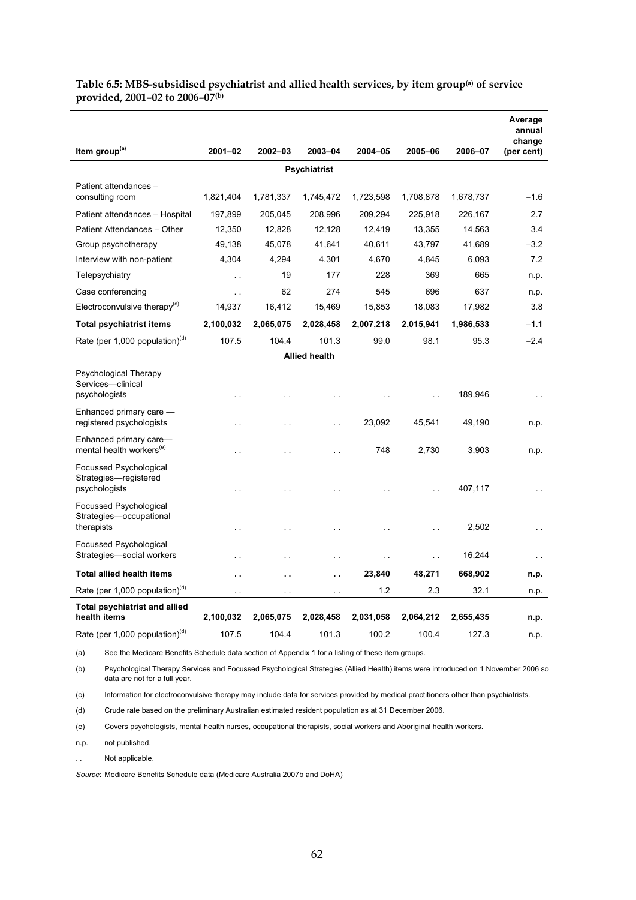**Table 6.5: MBS-subsidised psychiatrist and allied health services, by item group[(a)] of service provided, 2001–02 to 2006–07[(b)]**

| Item group[(a)] | 2001–02 | 2002–03 | 2003–04 | 2004–05 | 2005–06 | 2006–07 | Average annual change (per cent) |
|---|---|---|---|---|---|---|---|
| | | | **Psychiatrist** | | | | |
| Patient attendances – consulting room | 1,821,404 | 1,781,337 | 1,745,472 | 1,723,598 | 1,708,878 | 1,678,737 | –1.6 |
| Patient attendances – Hospital | 197,899 | 205,045 | 208,996 | 209,294 | 225,918 | 226,167 | 2.7 |
| Patient Attendances – Other | 12,350 | 12,828 | 12,128 | 12,419 | 13,355 | 14,563 | 3.4 |
| Group psychotherapy | 49,138 | 45,078 | 41,641 | 40,611 | 43,797 | 41,689 | –3.2 |
| Interview with non-patient | 4,304 | 4,294 | 4,301 | 4,670 | 4,845 | 6,093 | 7.2 |
| Telepsychiatry | . . | 19 | 177 | 228 | 369 | 665 | n.p. |
| Case conferencing | . . | 62 | 274 | 545 | 696 | 637 | n.p. |
| Electroconvulsive therapy[(c)] | 14,937 | 16,412 | 15,469 | 15,853 | 18,083 | 17,982 | 3.8 |
| **Total psychiatrist items** | **2,100,032** | **2,065,075** | **2,028,458** | **2,007,218** | **2,015,941** | **1,986,533** | **–1.1** |
| Rate (per 1,000 population)[(d)] | 107.5 | 104.4 | 101.3 | 99.0 | 98.1 | 95.3 | –2.4 |
| | | | **Allied health** | | | | |
| Psychological Therapy Services—clinical psychologists | . . | . . | . . | . . | . . | 189,946 | . . |
| Enhanced primary care — registered psychologists | . . | . . | . . | 23,092 | 45,541 | 49,190 | n.p. |
| Enhanced primary care—mental health workers[(e)] | . . | . . | . . | 748 | 2,730 | 3,903 | n.p. |
| Focussed Psychological Strategies—registered psychologists | . . | . . | . . | . . | . . | 407,117 | . . |
| Focussed Psychological Strategies—occupational therapists | . . | . . | . . | . . | . . | 2,502 | . . |
| Focussed Psychological Strategies—social workers | . . | . . | . . | . . | . . | 16,244 | . . |
| **Total allied health items** | **. .** | **. .** | **. .** | **23,840** | **48,271** | **668,902** | **n.p.** |
| Rate (per 1,000 population)[(d)] | . . | . . | . . | 1.2 | 2.3 | 32.1 | n.p. |
| **Total psychiatrist and allied health items** | **2,100,032** | **2,065,075** | **2,028,458** | **2,031,058** | **2,064,212** | **2,655,435** | **n.p.** |
| Rate (per 1,000 population)[(d)] | 107.5 | 104.4 | 101.3 | 100.2 | 100.4 | 127.3 | n.p. |

(a) See the Medicare Benefits Schedule data section of Appendix 1 for a listing of these item groups.

(b) Psychological Therapy Services and Focussed Psychological Strategies (Allied Health) items were introduced on 1 November 2006 so data are not for a full year.

(c) Information for electroconvulsive therapy may include data for services provided by medical practitioners other than psychiatrists.

(d) Crude rate based on the preliminary Australian estimated resident population as at 31 December 2006.

(e) Covers psychologists, mental health nurses, occupational therapists, social workers and Aboriginal health workers.

n.p. not published.

. . Not applicable.

*Source*: Medicare Benefits Schedule data (Medicare Australia 2007b and DoHA)